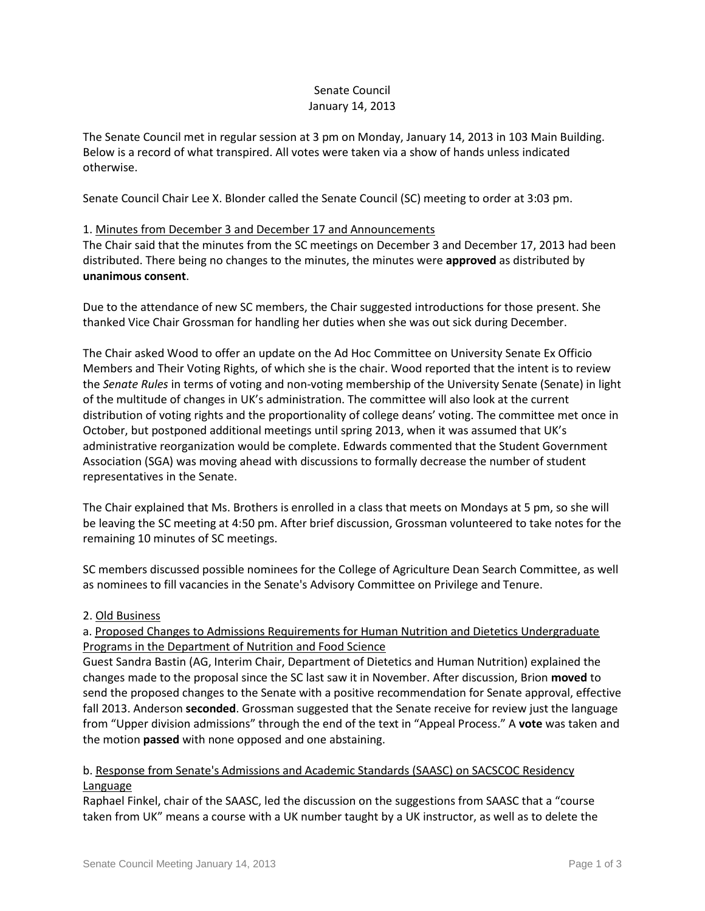Senate Council
January 14, 2013

The Senate Council met in regular session at 3 pm on Monday, January 14, 2013 in 103 Main Building. Below is a record of what transpired. All votes were taken via a show of hands unless indicated otherwise.

Senate Council Chair Lee X. Blonder called the Senate Council (SC) meeting to order at 3:03 pm.

1. <u>Minutes from December 3 and December 17 and Announcements</u>
The Chair said that the minutes from the SC meetings on December 3 and December 17, 2013 had been distributed. There being no changes to the minutes, the minutes were **approved** as distributed by **unanimous consent**.

Due to the attendance of new SC members, the Chair suggested introductions for those present. She thanked Vice Chair Grossman for handling her duties when she was out sick during December.

The Chair asked Wood to offer an update on the Ad Hoc Committee on University Senate Ex Officio Members and Their Voting Rights, of which she is the chair. Wood reported that the intent is to review the *Senate Rules* in terms of voting and non-voting membership of the University Senate (Senate) in light of the multitude of changes in UK's administration. The committee will also look at the current distribution of voting rights and the proportionality of college deans' voting. The committee met once in October, but postponed additional meetings until spring 2013, when it was assumed that UK's administrative reorganization would be complete. Edwards commented that the Student Government Association (SGA) was moving ahead with discussions to formally decrease the number of student representatives in the Senate.

The Chair explained that Ms. Brothers is enrolled in a class that meets on Mondays at 5 pm, so she will be leaving the SC meeting at 4:50 pm. After brief discussion, Grossman volunteered to take notes for the remaining 10 minutes of SC meetings.

SC members discussed possible nominees for the College of Agriculture Dean Search Committee, as well as nominees to fill vacancies in the Senate's Advisory Committee on Privilege and Tenure.

2. <u>Old Business</u>

a. <u>Proposed Changes to Admissions Requirements for Human Nutrition and Dietetics Undergraduate Programs in the Department of Nutrition and Food Science</u>
Guest Sandra Bastin (AG, Interim Chair, Department of Dietetics and Human Nutrition) explained the changes made to the proposal since the SC last saw it in November. After discussion, Brion **moved** to send the proposed changes to the Senate with a positive recommendation for Senate approval, effective fall 2013. Anderson **seconded**. Grossman suggested that the Senate receive for review just the language from "Upper division admissions" through the end of the text in "Appeal Process." A **vote** was taken and the motion **passed** with none opposed and one abstaining.

b. <u>Response from Senate's Admissions and Academic Standards (SAASC) on SACSCOC Residency Language</u>
Raphael Finkel, chair of the SAASC, led the discussion on the suggestions from SAASC that a "course taken from UK" means a course with a UK number taught by a UK instructor, as well as to delete the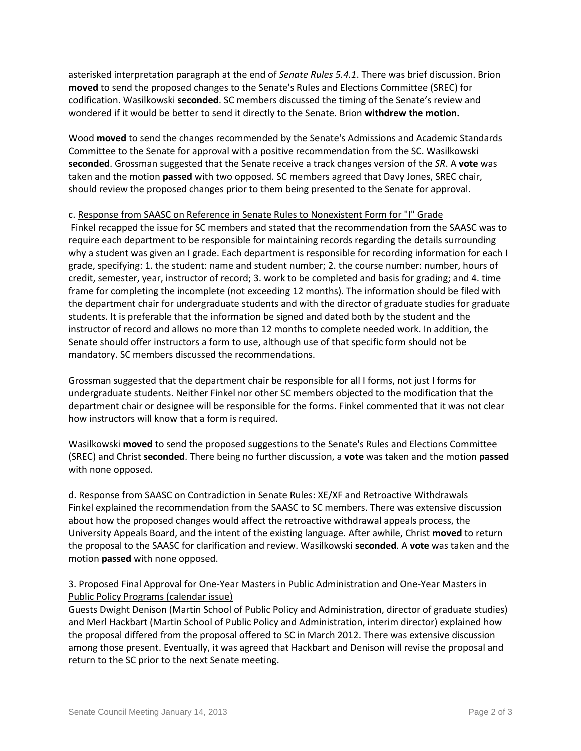asterisked interpretation paragraph at the end of *Senate Rules 5.4.1*. There was brief discussion. Brion **moved** to send the proposed changes to the Senate's Rules and Elections Committee (SREC) for codification. Wasilkowski **seconded**. SC members discussed the timing of the Senate's review and wondered if it would be better to send it directly to the Senate. Brion **withdrew the motion.**

Wood **moved** to send the changes recommended by the Senate's Admissions and Academic Standards Committee to the Senate for approval with a positive recommendation from the SC. Wasilkowski **seconded**. Grossman suggested that the Senate receive a track changes version of the *SR*. A **vote** was taken and the motion **passed** with two opposed. SC members agreed that Davy Jones, SREC chair, should review the proposed changes prior to them being presented to the Senate for approval.

c. Response from SAASC on Reference in Senate Rules to Nonexistent Form for "I" Grade

Finkel recapped the issue for SC members and stated that the recommendation from the SAASC was to require each department to be responsible for maintaining records regarding the details surrounding why a student was given an I grade. Each department is responsible for recording information for each I grade, specifying: 1. the student: name and student number; 2. the course number: number, hours of credit, semester, year, instructor of record; 3. work to be completed and basis for grading; and 4. time frame for completing the incomplete (not exceeding 12 months). The information should be filed with the department chair for undergraduate students and with the director of graduate studies for graduate students. It is preferable that the information be signed and dated both by the student and the instructor of record and allows no more than 12 months to complete needed work. In addition, the Senate should offer instructors a form to use, although use of that specific form should not be mandatory. SC members discussed the recommendations.

Grossman suggested that the department chair be responsible for all I forms, not just I forms for undergraduate students. Neither Finkel nor other SC members objected to the modification that the department chair or designee will be responsible for the forms. Finkel commented that it was not clear how instructors will know that a form is required.

Wasilkowski **moved** to send the proposed suggestions to the Senate's Rules and Elections Committee (SREC) and Christ **seconded**. There being no further discussion, a **vote** was taken and the motion **passed** with none opposed.

d. Response from SAASC on Contradiction in Senate Rules: XE/XF and Retroactive Withdrawals

Finkel explained the recommendation from the SAASC to SC members. There was extensive discussion about how the proposed changes would affect the retroactive withdrawal appeals process, the University Appeals Board, and the intent of the existing language. After awhile, Christ **moved** to return the proposal to the SAASC for clarification and review. Wasilkowski **seconded**. A **vote** was taken and the motion **passed** with none opposed.

3. Proposed Final Approval for One-Year Masters in Public Administration and One-Year Masters in Public Policy Programs (calendar issue)

Guests Dwight Denison (Martin School of Public Policy and Administration, director of graduate studies) and Merl Hackbart (Martin School of Public Policy and Administration, interim director) explained how the proposal differed from the proposal offered to SC in March 2012. There was extensive discussion among those present. Eventually, it was agreed that Hackbart and Denison will revise the proposal and return to the SC prior to the next Senate meeting.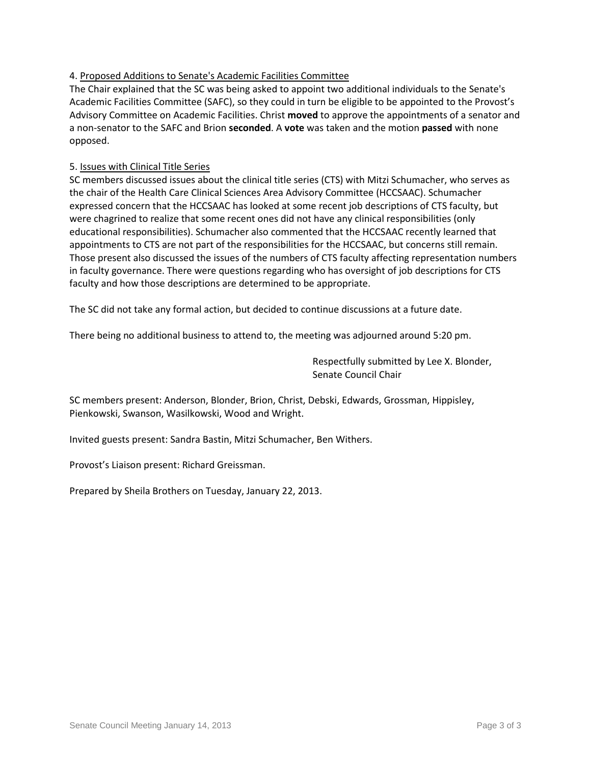4. Proposed Additions to Senate's Academic Facilities Committee

The Chair explained that the SC was being asked to appoint two additional individuals to the Senate's Academic Facilities Committee (SAFC), so they could in turn be eligible to be appointed to the Provost's Advisory Committee on Academic Facilities. Christ **moved** to approve the appointments of a senator and a non-senator to the SAFC and Brion **seconded**. A **vote** was taken and the motion **passed** with none opposed.

5. Issues with Clinical Title Series

SC members discussed issues about the clinical title series (CTS) with Mitzi Schumacher, who serves as the chair of the Health Care Clinical Sciences Area Advisory Committee (HCCSAAC). Schumacher expressed concern that the HCCSAAC has looked at some recent job descriptions of CTS faculty, but were chagrined to realize that some recent ones did not have any clinical responsibilities (only educational responsibilities). Schumacher also commented that the HCCSAAC recently learned that appointments to CTS are not part of the responsibilities for the HCCSAAC, but concerns still remain. Those present also discussed the issues of the numbers of CTS faculty affecting representation numbers in faculty governance. There were questions regarding who has oversight of job descriptions for CTS faculty and how those descriptions are determined to be appropriate.

The SC did not take any formal action, but decided to continue discussions at a future date.

There being no additional business to attend to, the meeting was adjourned around 5:20 pm.

Respectfully submitted by Lee X. Blonder,
Senate Council Chair

SC members present: Anderson, Blonder, Brion, Christ, Debski, Edwards, Grossman, Hippisley, Pienkowski, Swanson, Wasilkowski, Wood and Wright.

Invited guests present: Sandra Bastin, Mitzi Schumacher, Ben Withers.

Provost's Liaison present: Richard Greissman.

Prepared by Sheila Brothers on Tuesday, January 22, 2013.